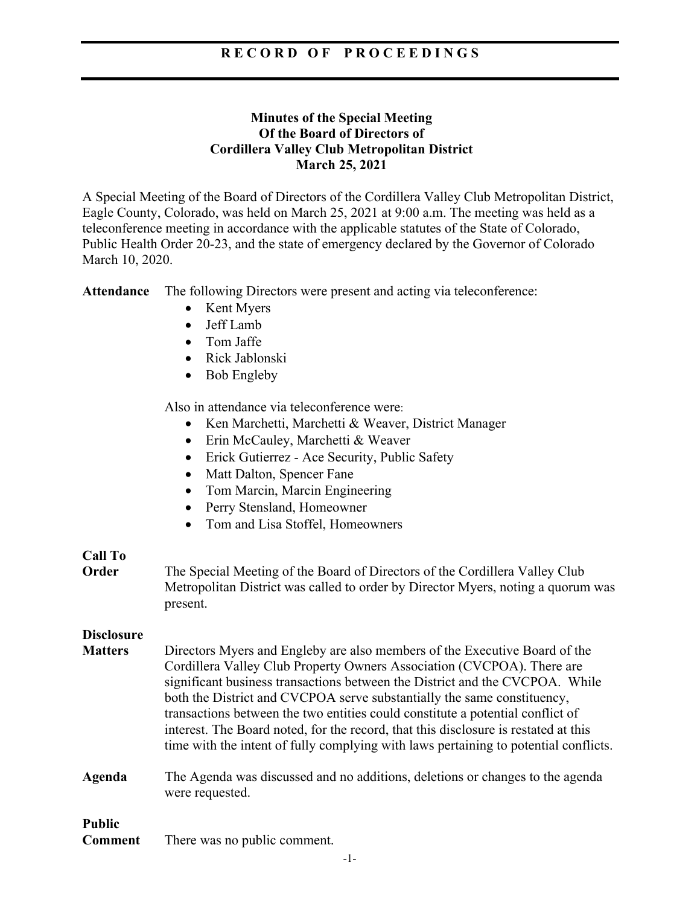**R E C O R D   O F   P R O C E E D I N G S**

# Minutes of the Special Meeting
## Of the Board of Directors of
## Cordillera Valley Club Metropolitan District
## March 25, 2021

A Special Meeting of the Board of Directors of the Cordillera Valley Club Metropolitan District, Eagle County, Colorado, was held on March 25, 2021 at 9:00 a.m. The meeting was held as a teleconference meeting in accordance with the applicable statutes of the State of Colorado, Public Health Order 20-23, and the state of emergency declared by the Governor of Colorado March 10, 2020.

**Attendance** The following Directors were present and acting via teleconference:

- Kent Myers
- Jeff Lamb
- Tom Jaffe
- Rick Jablonski
- Bob Engleby

Also in attendance via teleconference were:

- Ken Marchetti, Marchetti & Weaver, District Manager
- Erin McCauley, Marchetti & Weaver
- Erick Gutierrez - Ace Security, Public Safety
- Matt Dalton, Spencer Fane
- Tom Marcin, Marcin Engineering
- Perry Stensland, Homeowner
- Tom and Lisa Stoffel, Homeowners

**Call To Order** The Special Meeting of the Board of Directors of the Cordillera Valley Club Metropolitan District was called to order by Director Myers, noting a quorum was present.

**Disclosure Matters** Directors Myers and Engleby are also members of the Executive Board of the Cordillera Valley Club Property Owners Association (CVCPOA). There are significant business transactions between the District and the CVCPOA. While both the District and CVCPOA serve substantially the same constituency, transactions between the two entities could constitute a potential conflict of interest. The Board noted, for the record, that this disclosure is restated at this time with the intent of fully complying with laws pertaining to potential conflicts.

**Agenda** The Agenda was discussed and no additions, deletions or changes to the agenda were requested.

**Public Comment** There was no public comment.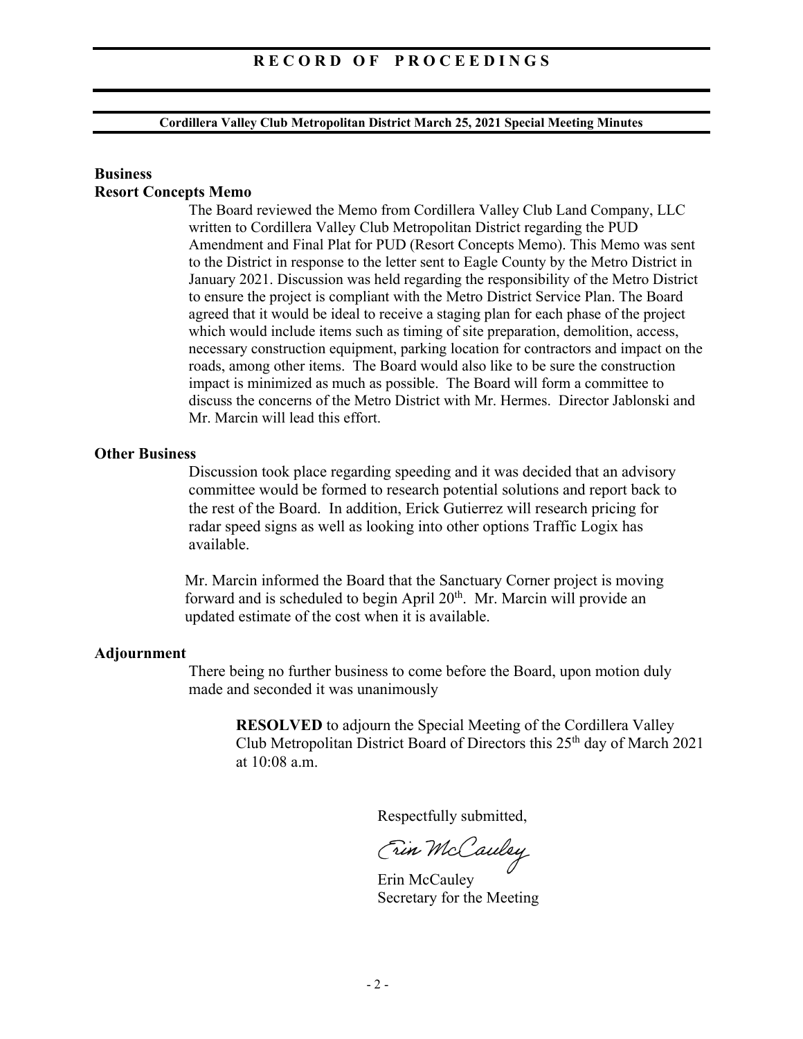## Business

### Resort Concepts Memo

The Board reviewed the Memo from Cordillera Valley Club Land Company, LLC written to Cordillera Valley Club Metropolitan District regarding the PUD Amendment and Final Plat for PUD (Resort Concepts Memo). This Memo was sent to the District in response to the letter sent to Eagle County by the Metro District in January 2021. Discussion was held regarding the responsibility of the Metro District to ensure the project is compliant with the Metro District Service Plan. The Board agreed that it would be ideal to receive a staging plan for each phase of the project which would include items such as timing of site preparation, demolition, access, necessary construction equipment, parking location for contractors and impact on the roads, among other items. The Board would also like to be sure the construction impact is minimized as much as possible. The Board will form a committee to discuss the concerns of the Metro District with Mr. Hermes. Director Jablonski and Mr. Marcin will lead this effort.

## Other Business

Discussion took place regarding speeding and it was decided that an advisory committee would be formed to research potential solutions and report back to the rest of the Board. In addition, Erick Gutierrez will research pricing for radar speed signs as well as looking into other options Traffic Logix has available.

Mr. Marcin informed the Board that the Sanctuary Corner project is moving forward and is scheduled to begin April 20th. Mr. Marcin will provide an updated estimate of the cost when it is available.

## Adjournment

There being no further business to come before the Board, upon motion duly made and seconded it was unanimously

**RESOLVED** to adjourn the Special Meeting of the Cordillera Valley Club Metropolitan District Board of Directors this 25th day of March 2021 at 10:08 a.m.

Respectfully submitted,

Erin McCauley

Erin McCauley
Secretary for the Meeting